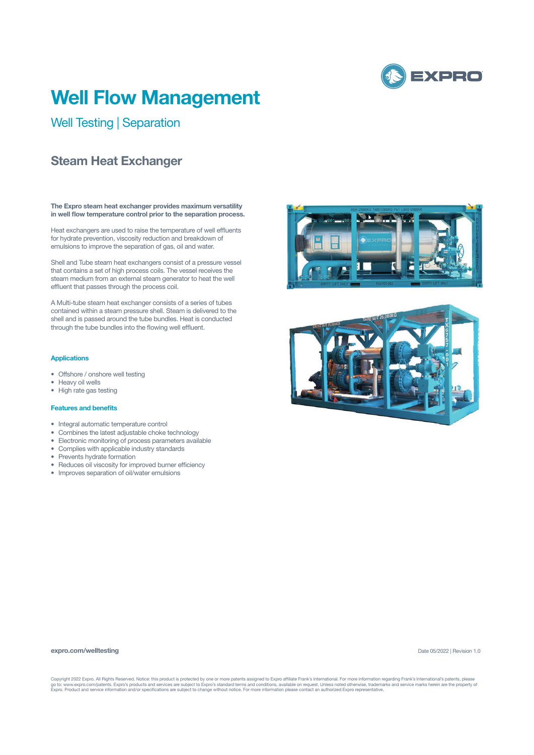# Well Flow Management

## Well Testing | Separation

### Steam Heat Exchanger

**The Expro steam heat exchanger provides maximum versatility in well flow temperature control prior to the separation process.**

Heat exchangers are used to raise the temperature of well effluents for hydrate prevention, viscosity reduction and breakdown of emulsions to improve the separation of gas, oil and water.

Shell and Tube steam heat exchangers consist of a pressure vessel that contains a set of high process coils. The vessel receives the steam medium from an external steam generator to heat the well effluent that passes through the process coil.

A Multi-tube steam heat exchanger consists of a series of tubes contained within a steam pressure shell. Steam is delivered to the shell and is passed around the tube bundles. Heat is conducted through the tube bundles into the flowing well effluent.

#### Applications

- Offshore / onshore well testing
- Heavy oil wells
- High rate gas testing

#### Features and benefits

- Integral automatic temperature control
- Combines the latest adjustable choke technology
- Electronic monitoring of process parameters available
- Complies with applicable industry standards
- Prevents hydrate formation
- Reduces oil viscosity for improved burner efficiency
- Improves separation of oil/water emulsions

**expro.com/welltesting**

Date 05/2022 | Revision 1.0

Copyright 2022 Expro. All Rights Reserved. Notice: this product is protected by one or more patents assigned to Expro affiliate Frank's International. For more information regarding Frank's International's patents, please go to: www.expro.com/patents. Expro's products and services are subject to Expro's standard terms and conditions, available on request. Unless noted otherwise, trademarks and service marks herein are the property of Expro. Product and service information and/or specifications are subject to change without notice. For more information please contact an authorized Expro representative.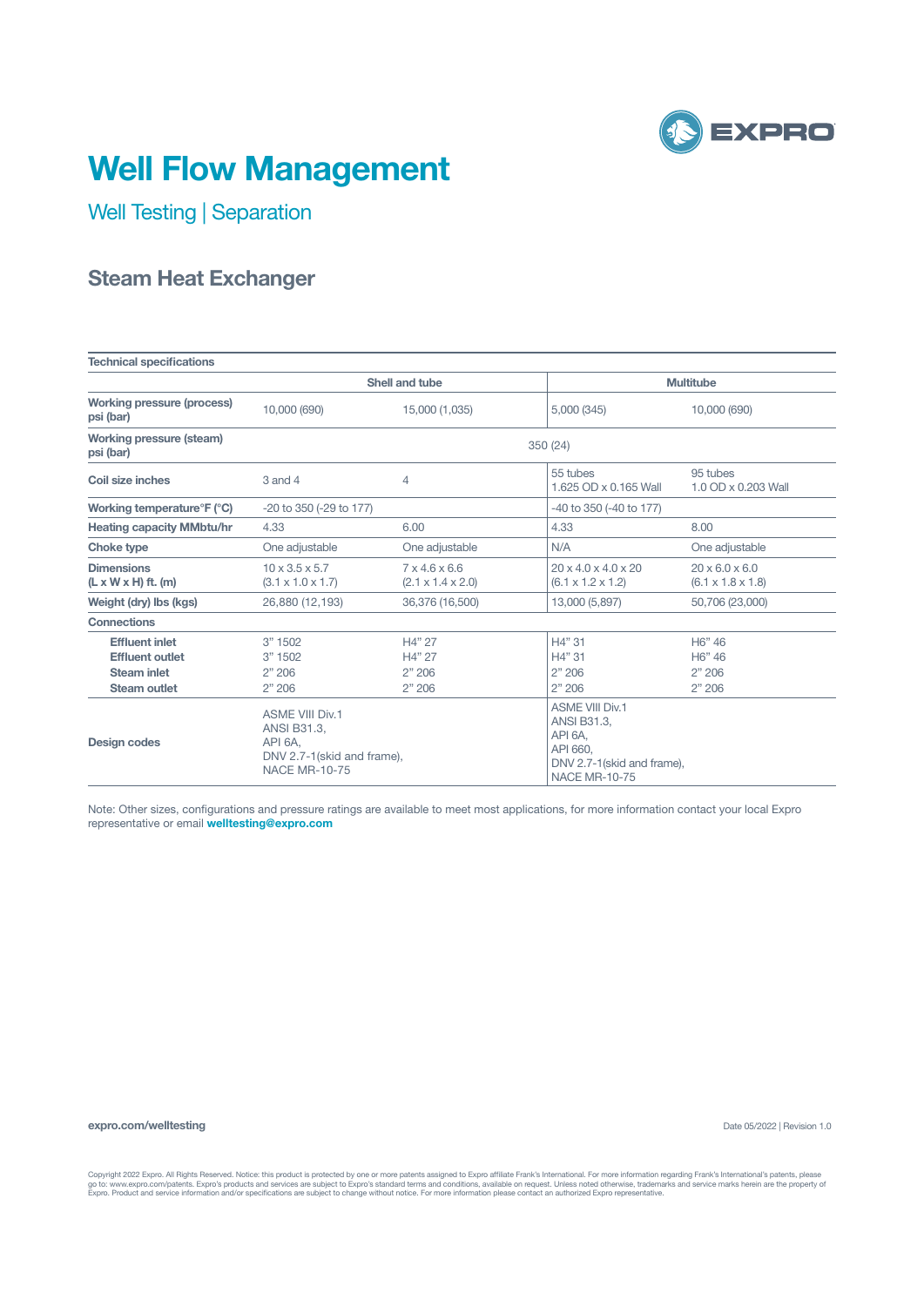# Well Flow Management

## Well Testing | Separation

### Steam Heat Exchanger

| Technical specifications | Shell and tube | | Multitube | |
|---|---|---|---|---|
| Working pressure (process) psi (bar) | 10,000 (690) | 15,000 (1,035) | 5,000 (345) | 10,000 (690) |
| Working pressure (steam) psi (bar) | 350 (24) | | | |
| Coil size inches | 3 and 4 | 4 | 55 tubes 1.625 OD x 0.165 Wall | 95 tubes 1.0 OD x 0.203 Wall |
| Working temperature°F (°C) | -20 to 350 (-29 to 177) | | -40 to 350 (-40 to 177) | |
| Heating capacity MMbtu/hr | 4.33 | 6.00 | 4.33 | 8.00 |
| Choke type | One adjustable | One adjustable | N/A | One adjustable |
| Dimensions (L x W x H) ft. (m) | 10 x 3.5 x 5.7 (3.1 x 1.0 x 1.7) | 7 x 4.6 x 6.6 (2.1 x 1.4 x 2.0) | 20 x 4.0 x 4.0 x 20 (6.1 x 1.2 x 1.2) | 20 x 6.0 x 6.0 (6.1 x 1.8 x 1.8) |
| Weight (dry) lbs (kgs) | 26,880 (12,193) | 36,376 (16,500) | 13,000 (5,897) | 50,706 (23,000) |
| **Connections** | | | | |
| Effluent inlet | 3" 1502 | H4" 27 | H4" 31 | H6" 46 |
| Effluent outlet | 3" 1502 | H4" 27 | H4" 31 | H6" 46 |
| Steam inlet | 2" 206 | 2" 206 | 2" 206 | 2" 206 |
| Steam outlet | 2" 206 | 2" 206 | 2" 206 | 2" 206 |
| Design codes | ASME VIII Div.1<br>ANSI B31.3,<br>API 6A,<br>DNV 2.7-1(skid and frame),<br>NACE MR-10-75 | | ASME VIII Div.1<br>ANSI B31.3,<br>API 6A,<br>API 660,<br>DNV 2.7-1(skid and frame),<br>NACE MR-10-75 | |

Note: Other sizes, configurations and pressure ratings are available to meet most applications, for more information contact your local Expro representative or email **welltesting@expro.com**

**expro.com/welltesting**

Date 05/2022 | Revision 1.0

Copyright 2022 Expro. All Rights Reserved. Notice: this product is protected by one or more patents assigned to Expro affiliate Frank's International. For more information regarding Frank's International's patents, please go to: www.expro.com/patents. Expro's products and services are subject to Expro's standard terms and conditions, available on request. Unless noted otherwise, trademarks and service marks herein are the property of Expro. Product and service information and/or specifications are subject to change without notice. For more information please contact an authorized Expro representative.